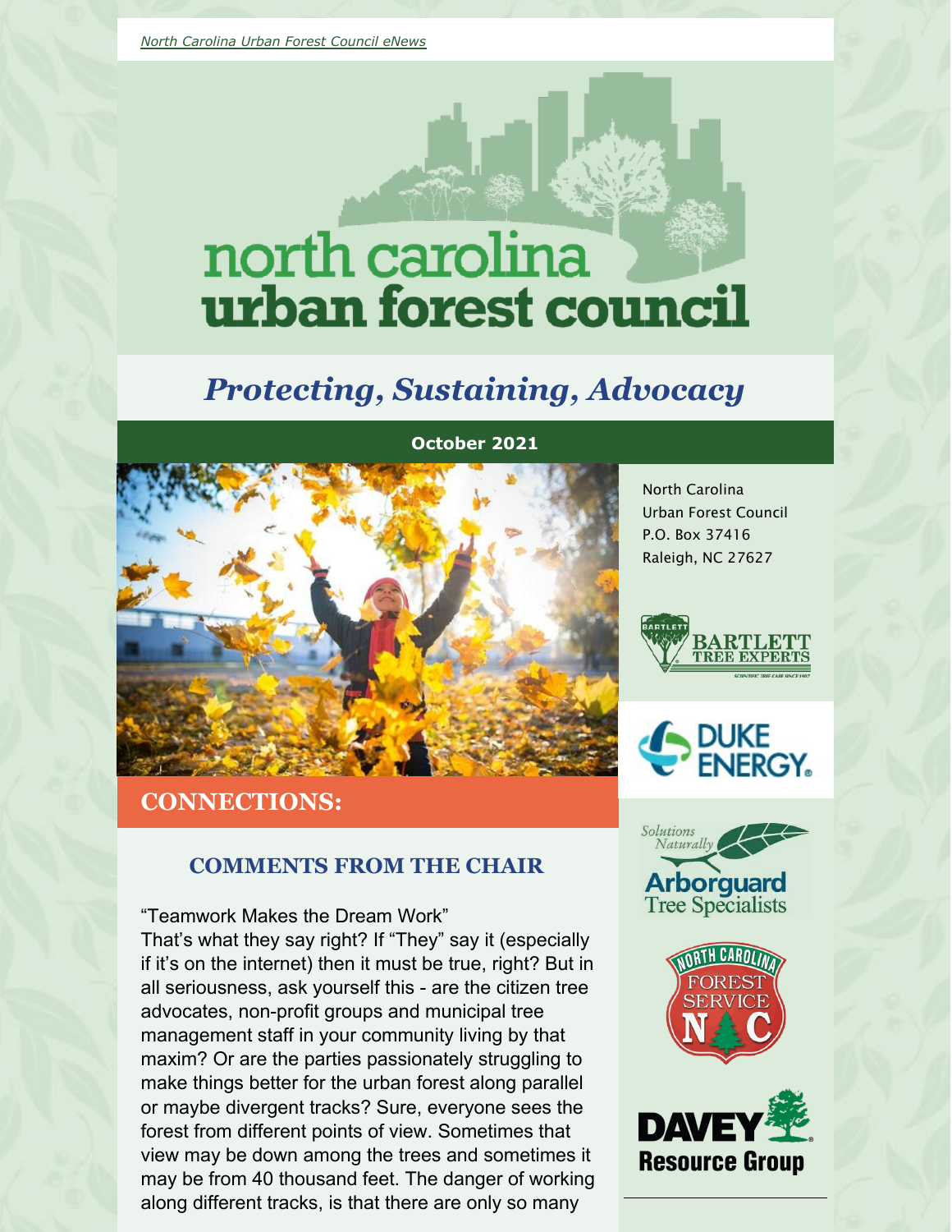*North Carolina Urban Forest Council eNews*

# north carolina urban forest council

## *Protecting, Sustaining, Advocacy*

**October 2021**

North Carolina
Urban Forest Council
P.O. Box 37416
Raleigh, NC 27627

## CONNECTIONS:

### COMMENTS FROM THE CHAIR

"Teamwork Makes the Dream Work"
That's what they say right? If "They" say it (especially if it's on the internet) then it must be true, right? But in all seriousness, ask yourself this - are the citizen tree advocates, non-profit groups and municipal tree management staff in your community living by that maxim? Or are the parties passionately struggling to make things better for the urban forest along parallel or maybe divergent tracks? Sure, everyone sees the forest from different points of view. Sometimes that view may be down among the trees and sometimes it may be from 40 thousand feet. The danger of working along different tracks, is that there are only so many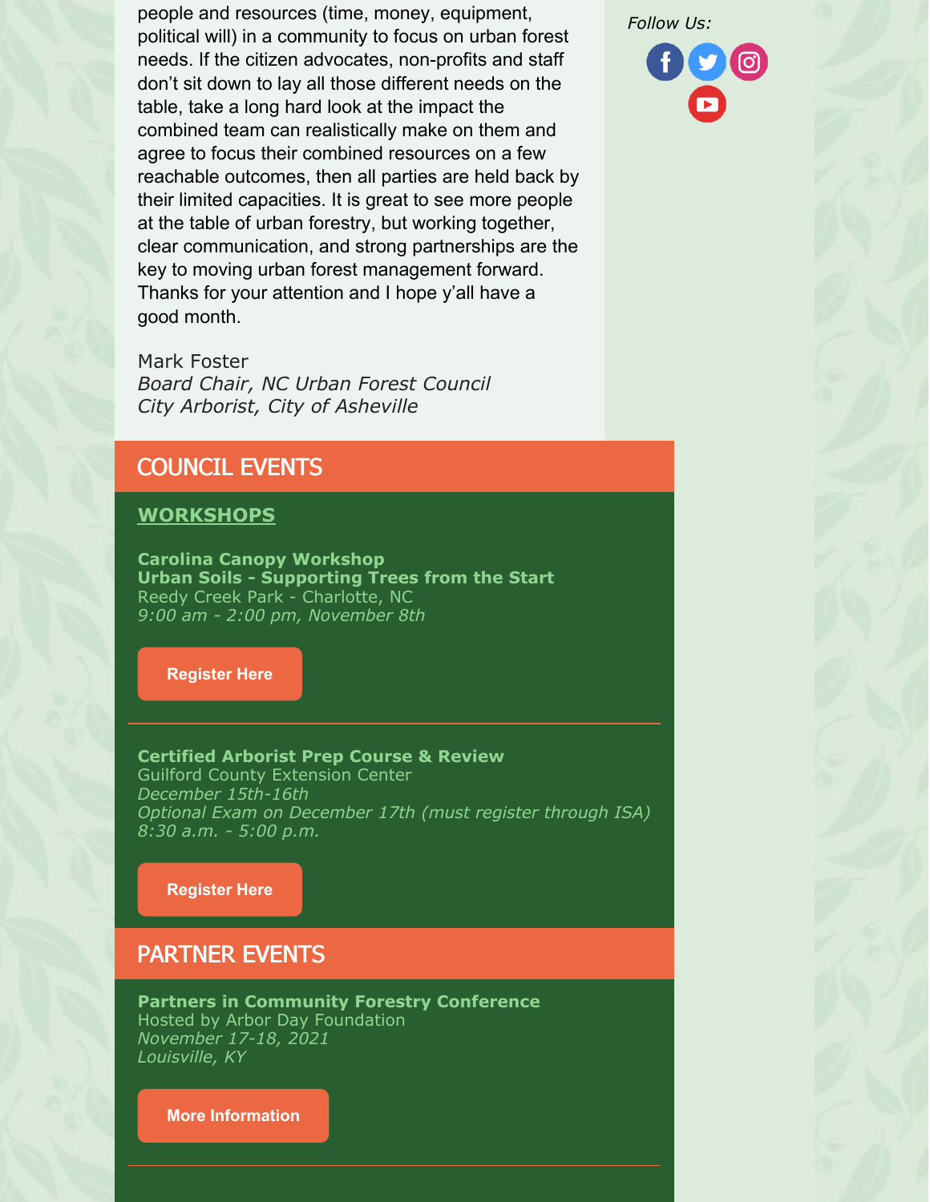people and resources (time, money, equipment, political will) in a community to focus on urban forest needs. If the citizen advocates, non-profits and staff don't sit down to lay all those different needs on the table, take a long hard look at the impact the combined team can realistically make on them and agree to focus their combined resources on a few reachable outcomes, then all parties are held back by their limited capacities. It is great to see more people at the table of urban forestry, but working together, clear communication, and strong partnerships are the key to moving urban forest management forward. Thanks for your attention and I hope y'all have a good month.

Mark Foster
*Board Chair, NC Urban Forest Council*
*City Arborist, City of Asheville*

*Follow Us:*

## COUNCIL EVENTS

### WORKSHOPS

**Carolina Canopy Workshop**
**Urban Soils - Supporting Trees from the Start**
Reedy Creek Park - Charlotte, NC
*9:00 am - 2:00 pm, November 8th*

**Register Here**

---

**Certified Arborist Prep Course & Review**
Guilford County Extension Center
*December 15th-16th*
*Optional Exam on December 17th (must register through ISA)*
*8:30 a.m. - 5:00 p.m.*

**Register Here**

## PARTNER EVENTS

**Partners in Community Forestry Conference**
Hosted by Arbor Day Foundation
*November 17-18, 2021*
*Louisville, KY*

**More Information**

---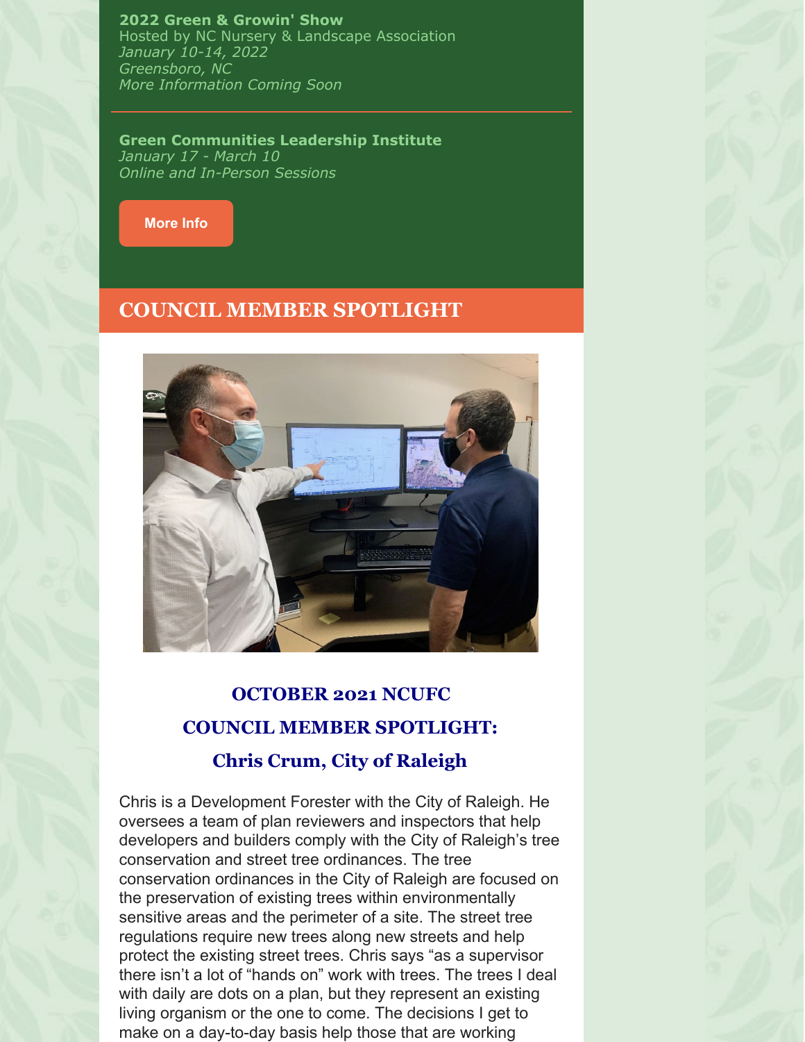**2022 Green & Growin' Show**
Hosted by NC Nursery & Landscape Association
*January 10-14, 2022*
*Greensboro, NC*
*More Information Coming Soon*

---

**Green Communities Leadership Institute**
*January 17 - March 10*
*Online and In-Person Sessions*

More Info

## COUNCIL MEMBER SPOTLIGHT

### OCTOBER 2021 NCUFC COUNCIL MEMBER SPOTLIGHT: Chris Crum, City of Raleigh

Chris is a Development Forester with the City of Raleigh. He oversees a team of plan reviewers and inspectors that help developers and builders comply with the City of Raleigh's tree conservation and street tree ordinances. The tree conservation ordinances in the City of Raleigh are focused on the preservation of existing trees within environmentally sensitive areas and the perimeter of a site. The street tree regulations require new trees along new streets and help protect the existing street trees. Chris says "as a supervisor there isn't a lot of "hands on" work with trees. The trees I deal with daily are dots on a plan, but they represent an existing living organism or the one to come. The decisions I get to make on a day-to-day basis help those that are working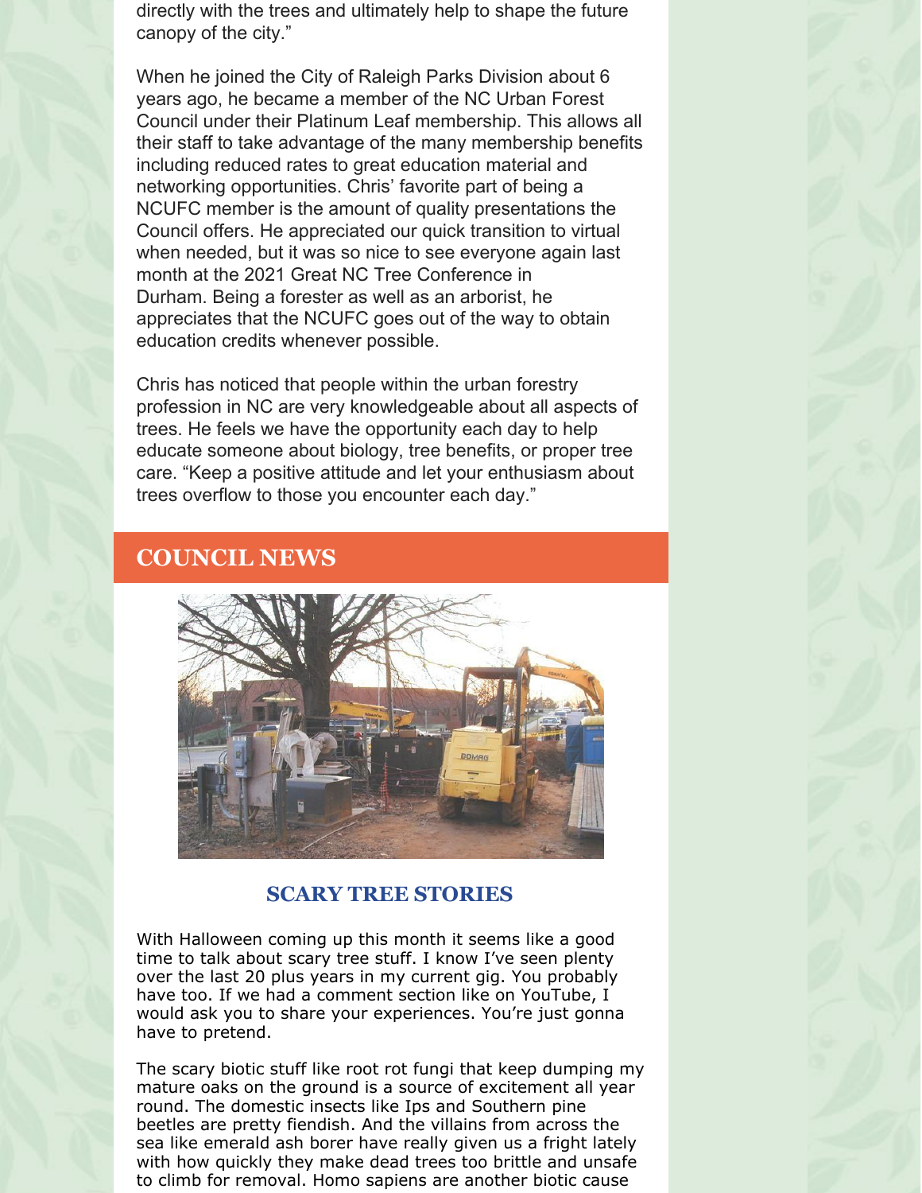directly with the trees and ultimately help to shape the future canopy of the city."

When he joined the City of Raleigh Parks Division about 6 years ago, he became a member of the NC Urban Forest Council under their Platinum Leaf membership. This allows all their staff to take advantage of the many membership benefits including reduced rates to great education material and networking opportunities. Chris' favorite part of being a NCUFC member is the amount of quality presentations the Council offers. He appreciated our quick transition to virtual when needed, but it was so nice to see everyone again last month at the 2021 Great NC Tree Conference in Durham. Being a forester as well as an arborist, he appreciates that the NCUFC goes out of the way to obtain education credits whenever possible.

Chris has noticed that people within the urban forestry profession in NC are very knowledgeable about all aspects of trees. He feels we have the opportunity each day to help educate someone about biology, tree benefits, or proper tree care. "Keep a positive attitude and let your enthusiasm about trees overflow to those you encounter each day."

## COUNCIL NEWS

### SCARY TREE STORIES

With Halloween coming up this month it seems like a good time to talk about scary tree stuff. I know I've seen plenty over the last 20 plus years in my current gig. You probably have too. If we had a comment section like on YouTube, I would ask you to share your experiences. You're just gonna have to pretend.

The scary biotic stuff like root rot fungi that keep dumping my mature oaks on the ground is a source of excitement all year round. The domestic insects like Ips and Southern pine beetles are pretty fiendish. And the villains from across the sea like emerald ash borer have really given us a fright lately with how quickly they make dead trees too brittle and unsafe to climb for removal. Homo sapiens are another biotic cause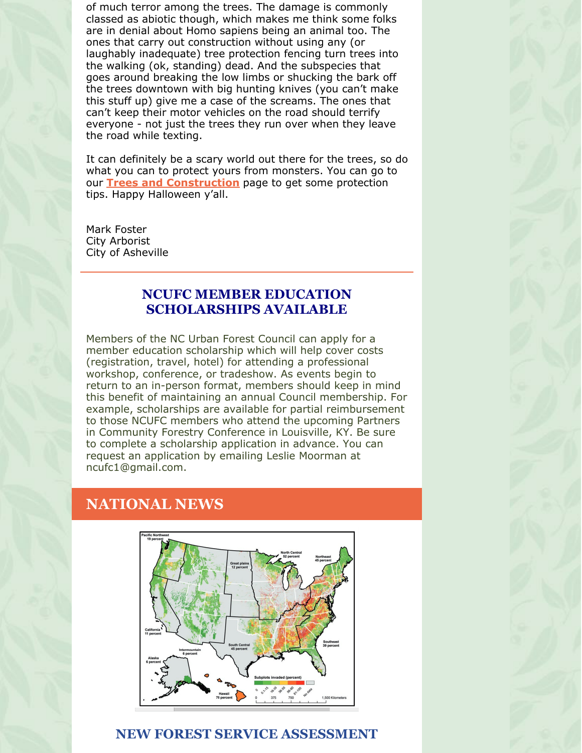of much terror among the trees. The damage is commonly classed as abiotic though, which makes me think some folks are in denial about Homo sapiens being an animal too. The ones that carry out construction without using any (or laughably inadequate) tree protection fencing turn trees into the walking (ok, standing) dead. And the subspecies that goes around breaking the low limbs or shucking the bark off the trees downtown with big hunting knives (you can't make this stuff up) give me a case of the screams. The ones that can't keep their motor vehicles on the road should terrify everyone - not just the trees they run over when they leave the road while texting.

It can definitely be a scary world out there for the trees, so do what you can to protect yours from monsters. You can go to our **Trees and Construction** page to get some protection tips. Happy Halloween y'all.

Mark Foster
City Arborist
City of Asheville

---

## NCUFC MEMBER EDUCATION SCHOLARSHIPS AVAILABLE

Members of the NC Urban Forest Council can apply for a member education scholarship which will help cover costs (registration, travel, hotel) for attending a professional workshop, conference, or tradeshow. As events begin to return to an in-person format, members should keep in mind this benefit of maintaining an annual Council membership. For example, scholarships are available for partial reimbursement to those NCUFC members who attend the upcoming Partners in Community Forestry Conference in Louisville, KY. Be sure to complete a scholarship application in advance. You can request an application by emailing Leslie Moorman at ncufc1@gmail.com.

# NATIONAL NEWS

## NEW FOREST SERVICE ASSESSMENT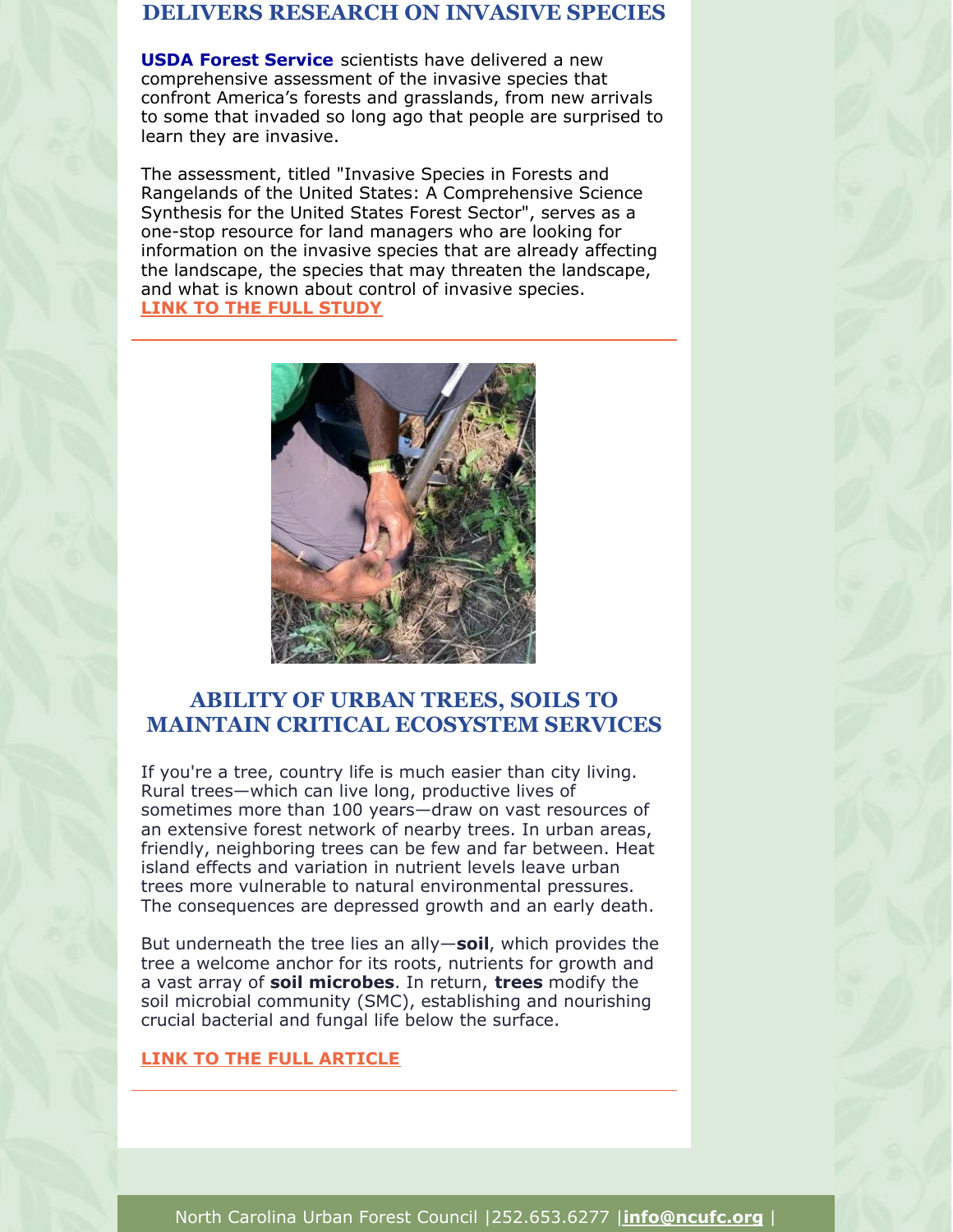## DELIVERS RESEARCH ON INVASIVE SPECIES

**USDA Forest Service** scientists have delivered a new comprehensive assessment of the invasive species that confront America's forests and grasslands, from new arrivals to some that invaded so long ago that people are surprised to learn they are invasive.

The assessment, titled "Invasive Species in Forests and Rangelands of the United States: A Comprehensive Science Synthesis for the United States Forest Sector", serves as a one-stop resource for land managers who are looking for information on the invasive species that are already affecting the landscape, the species that may threaten the landscape, and what is known about control of invasive species.

**LINK TO THE FULL STUDY**

---

## ABILITY OF URBAN TREES, SOILS TO MAINTAIN CRITICAL ECOSYSTEM SERVICES

If you're a tree, country life is much easier than city living. Rural trees—which can live long, productive lives of sometimes more than 100 years—draw on vast resources of an extensive forest network of nearby trees. In urban areas, friendly, neighboring trees can be few and far between. Heat island effects and variation in nutrient levels leave urban trees more vulnerable to natural environmental pressures. The consequences are depressed growth and an early death.

But underneath the tree lies an ally—**soil**, which provides the tree a welcome anchor for its roots, nutrients for growth and a vast array of **soil microbes**. In return, **trees** modify the soil microbial community (SMC), establishing and nourishing crucial bacterial and fungal life below the surface.

**LINK TO THE FULL ARTICLE**

---

North Carolina Urban Forest Council |252.653.6277 |**info@ncufc.org** |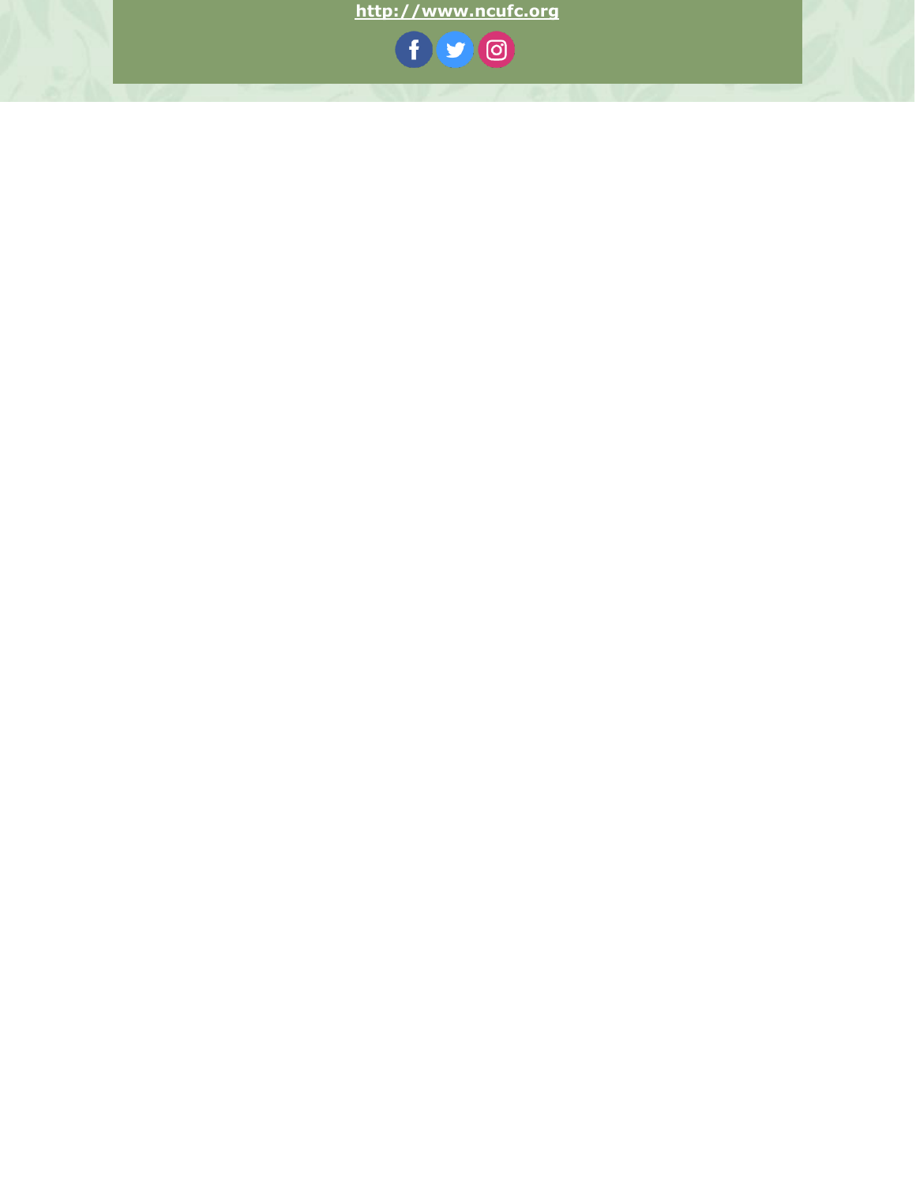[http://www.ncufc.org](http://www.ncufc.org)